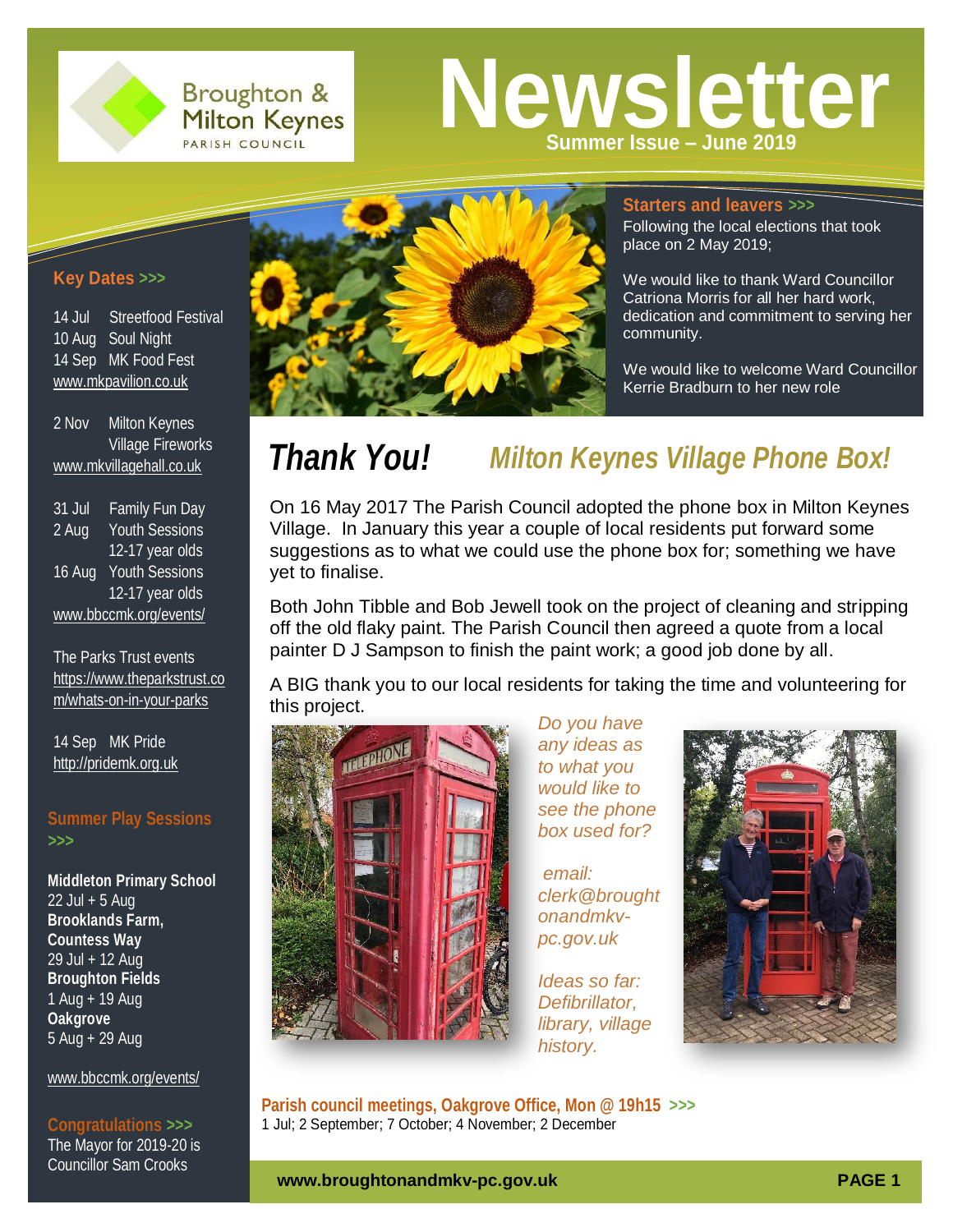# Newsletter

**Summer Issue – June 2019**

Broughton & Milton Keynes Parish Council

## Starters and leavers >>>

Following the local elections that took place on 2 May 2019;

We would like to thank Ward Councillor Catriona Morris for all her hard work, dedication and commitment to serving her community.

We would like to welcome Ward Councillor Kerrie Bradburn to her new role

## *Thank You!* *Milton Keynes Village Phone Box!*

On 16 May 2017 The Parish Council adopted the phone box in Milton Keynes Village. In January this year a couple of local residents put forward some suggestions as to what we could use the phone box for; something we have yet to finalise.

Both John Tibble and Bob Jewell took on the project of cleaning and stripping off the old flaky paint. The Parish Council then agreed a quote from a local painter D J Sampson to finish the paint work; a good job done by all.

A BIG thank you to our local residents for taking the time and volunteering for this project.

*Do you have any ideas as to what you would like to see the phone box used for?*

*email: clerk@broughtonandmkv-pc.gov.uk*

*Ideas so far: Defibrillator, library, village history.*

**Parish council meetings, Oakgrove Office, Mon @ 19h15 >>>**

1 Jul; 2 September; 7 October; 4 November; 2 December

## Key Dates >>>

14 Jul Streetfood Festival
10 Aug Soul Night
14 Sep MK Food Fest
www.mkpavilion.co.uk

2 Nov Milton Keynes Village Fireworks
www.mkvillagehall.co.uk

31 Jul Family Fun Day
2 Aug Youth Sessions 12-17 year olds
16 Aug Youth Sessions 12-17 year olds
www.bbccmk.org/events/

The Parks Trust events
https://www.theparkstrust.com/whats-on-in-your-parks

14 Sep MK Pride
http://pridemk.org.uk

## Summer Play Sessions >>>

**Middleton Primary School**
22 Jul + 5 Aug
**Brooklands Farm, Countess Way**
29 Jul + 12 Aug
**Broughton Fields**
1 Aug + 19 Aug
**Oakgrove**
5 Aug + 29 Aug

www.bbccmk.org/events/

## Congratulations >>>

The Mayor for 2019-20 is Councillor Sam Crooks

www.broughtonandmkv-pc.gov.uk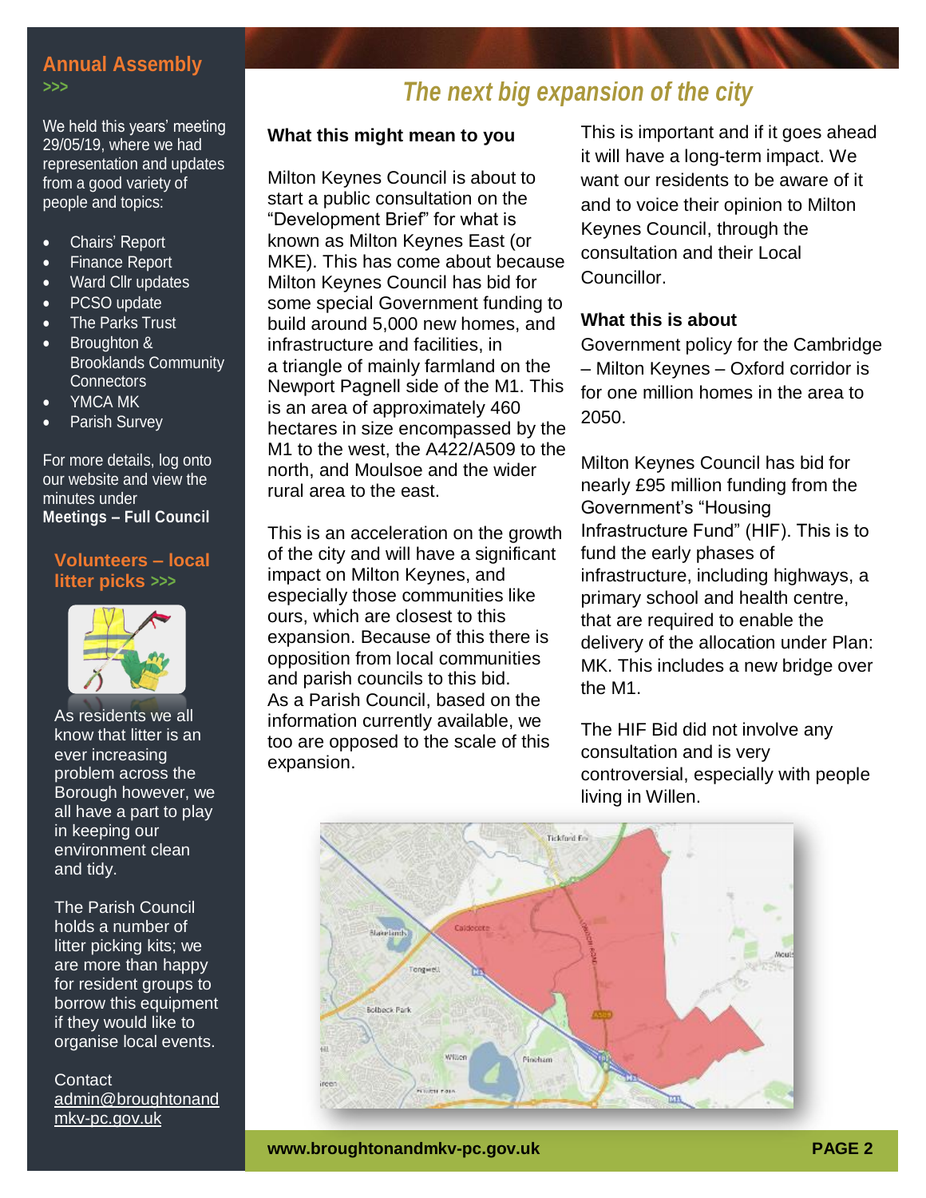## Annual Assembly >>>

We held this years' meeting 29/05/19, where we had representation and updates from a good variety of people and topics:

- Chairs' Report
- Finance Report
- Ward Cllr updates
- PCSO update
- The Parks Trust
- Broughton & Brooklands Community Connectors
- YMCA MK
- Parish Survey

For more details, log onto our website and view the minutes under **Meetings – Full Council**

## Volunteers – local litter picks >>>

As residents we all know that litter is an ever increasing problem across the Borough however, we all have a part to play in keeping our environment clean and tidy.

The Parish Council holds a number of litter picking kits; we are more than happy for resident groups to borrow this equipment if they would like to organise local events.

Contact admin@broughtonandmkv-pc.gov.uk

# *The next big expansion of the city*

### What this might mean to you

Milton Keynes Council is about to start a public consultation on the "Development Brief" for what is known as Milton Keynes East (or MKE). This has come about because Milton Keynes Council has bid for some special Government funding to build around 5,000 new homes, and infrastructure and facilities, in a triangle of mainly farmland on the Newport Pagnell side of the M1. This is an area of approximately 460 hectares in size encompassed by the M1 to the west, the A422/A509 to the north, and Moulsoe and the wider rural area to the east.

This is an acceleration on the growth of the city and will have a significant impact on Milton Keynes, and especially those communities like ours, which are closest to this expansion. Because of this there is opposition from local communities and parish councils to this bid. As a Parish Council, based on the information currently available, we too are opposed to the scale of this expansion.

This is important and if it goes ahead it will have a long-term impact. We want our residents to be aware of it and to voice their opinion to Milton Keynes Council, through the consultation and their Local Councillor.

### What this is about

Government policy for the Cambridge – Milton Keynes – Oxford corridor is for one million homes in the area to 2050.

Milton Keynes Council has bid for nearly £95 million funding from the Government's "Housing Infrastructure Fund" (HIF). This is to fund the early phases of infrastructure, including highways, a primary school and health centre, that are required to enable the delivery of the allocation under Plan: MK. This includes a new bridge over the M1.

The HIF Bid did not involve any consultation and is very controversial, especially with people living in Willen.

www.broughtonandmkv-pc.gov.uk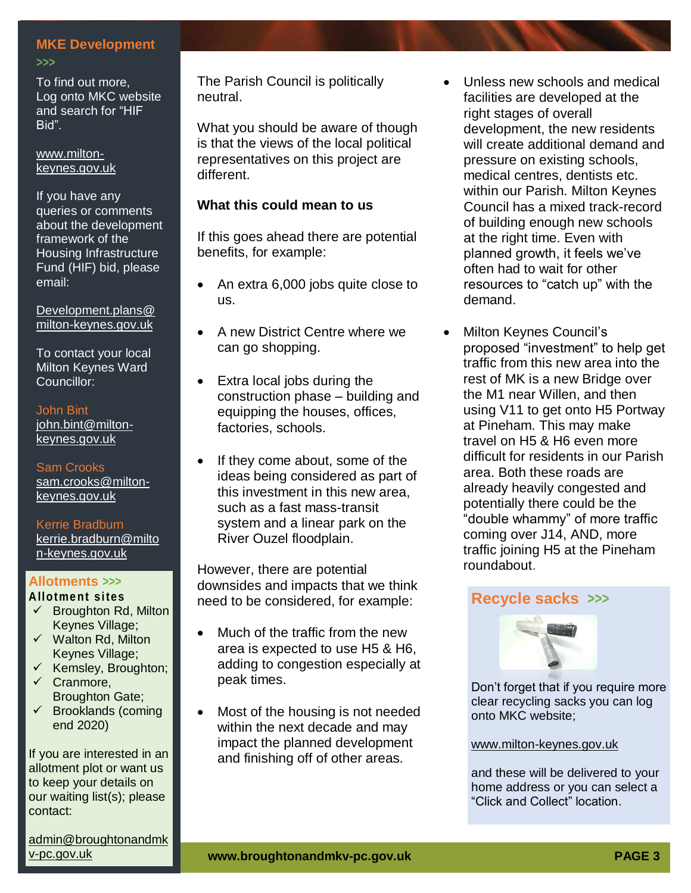## MKE Development >>>

To find out more, Log onto MKC website and search for "HIF Bid".

www.milton-keynes.gov.uk

If you have any queries or comments about the development framework of the Housing Infrastructure Fund (HIF) bid, please email:

Development.plans@milton-keynes.gov.uk

To contact your local Milton Keynes Ward Councillor:

John Bint
john.bint@milton-keynes.gov.uk

Sam Crooks
sam.crooks@milton-keynes.gov.uk

Kerrie Bradburn
kerrie.bradburn@milton-keynes.gov.uk

## Allotments >>>

**Allotment sites**

- ✓ Broughton Rd, Milton Keynes Village;
- ✓ Walton Rd, Milton Keynes Village;
- ✓ Kemsley, Broughton;
- ✓ Cranmore, Broughton Gate;
- ✓ Brooklands (coming end 2020)

If you are interested in an allotment plot or want us to keep your details on our waiting list(s); please contact:

admin@broughtonandmkv-pc.gov.uk

The Parish Council is politically neutral.

What you should be aware of though is that the views of the local political representatives on this project are different.

**What this could mean to us**

If this goes ahead there are potential benefits, for example:

- An extra 6,000 jobs quite close to us.
- A new District Centre where we can go shopping.
- Extra local jobs during the construction phase – building and equipping the houses, offices, factories, schools.
- If they come about, some of the ideas being considered as part of this investment in this new area, such as a fast mass-transit system and a linear park on the River Ouzel floodplain.

However, there are potential downsides and impacts that we think need to be considered, for example:

- Much of the traffic from the new area is expected to use H5 & H6, adding to congestion especially at peak times.
- Most of the housing is not needed within the next decade and may impact the planned development and finishing off of other areas.
- Unless new schools and medical facilities are developed at the right stages of overall development, the new residents will create additional demand and pressure on existing schools, medical centres, dentists etc. within our Parish. Milton Keynes Council has a mixed track-record of building enough new schools at the right time. Even with planned growth, it feels we've often had to wait for other resources to "catch up" with the demand.
- Milton Keynes Council's proposed "investment" to help get traffic from this new area into the rest of MK is a new Bridge over the M1 near Willen, and then using V11 to get onto H5 Portway at Pineham. This may make travel on H5 & H6 even more difficult for residents in our Parish area. Both these roads are already heavily congested and potentially there could be the "double whammy" of more traffic coming over J14, AND, more traffic joining H5 at the Pineham roundabout.

## Recycle sacks >>>

Don't forget that if you require more clear recycling sacks you can log onto MKC website;

www.milton-keynes.gov.uk

and these will be delivered to your home address or you can select a "Click and Collect" location.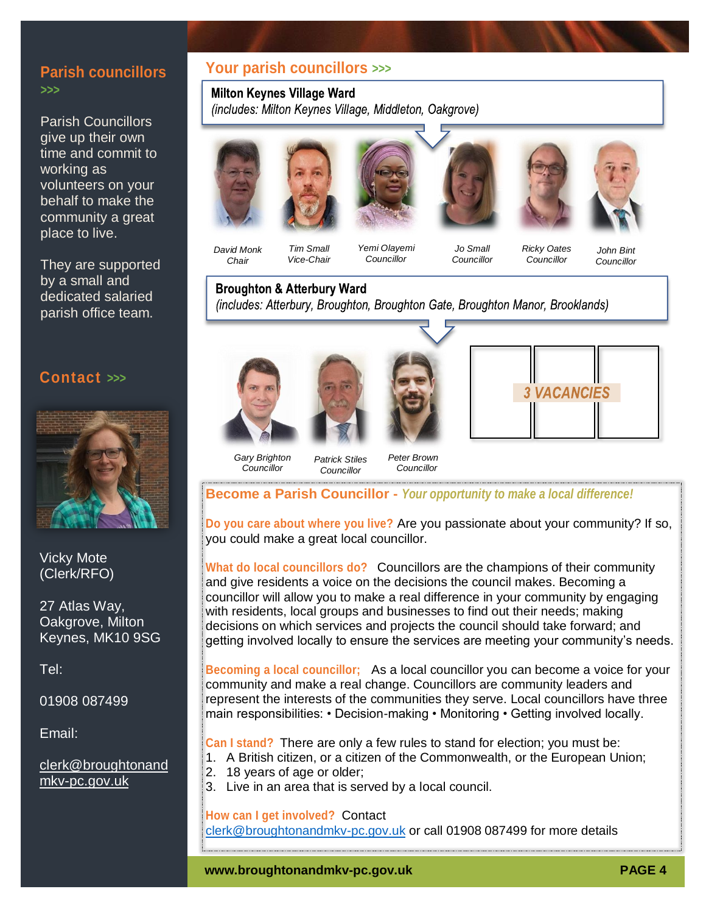## Parish councillors >>>

Parish Councillors give up their own time and commit to working as volunteers on your behalf to make the community a great place to live.

They are supported by a small and dedicated salaried parish office team.

## Contact >>>

Vicky Mote
(Clerk/RFO)

27 Atlas Way, Oakgrove, Milton Keynes, MK10 9SG

Tel:

01908 087499

Email:

clerk@broughtonandmkv-pc.gov.uk

## Your parish councillors >>>

### Milton Keynes Village Ward

*(includes: Milton Keynes Village, Middleton, Oakgrove)*

*David Monk*
*Chair*

*Tim Small*
*Vice-Chair*

*Yemi Olayemi*
*Councillor*

*Jo Small*
*Councillor*

*Ricky Oates*
*Councillor*

*John Bint*
*Councillor*

### Broughton & Atterbury Ward

*(includes: Atterbury, Broughton, Broughton Gate, Broughton Manor, Brooklands)*

*Gary Brighton*
*Councillor*

*Patrick Stiles*
*Councillor*

*Peter Brown*
*Councillor*

**3 VACANCIES**

## Become a Parish Councillor - *Your opportunity to make a local difference!*

**Do you care about where you live?** Are you passionate about your community? If so, you could make a great local councillor.

**What do local councillors do?** Councillors are the champions of their community and give residents a voice on the decisions the council makes. Becoming a councillor will allow you to make a real difference in your community by engaging with residents, local groups and businesses to find out their needs; making decisions on which services and projects the council should take forward; and getting involved locally to ensure the services are meeting your community's needs.

**Becoming a local councillor;** As a local councillor you can become a voice for your community and make a real change. Councillors are community leaders and represent the interests of the communities they serve. Local councillors have three main responsibilities: • Decision-making • Monitoring • Getting involved locally.

**Can I stand?** There are only a few rules to stand for election; you must be:

1. A British citizen, or a citizen of the Commonwealth, or the European Union;
2. 18 years of age or older;
3. Live in an area that is served by a local council.

**How can I get involved?** Contact clerk@broughtonandmkv-pc.gov.uk or call 01908 087499 for more details

**www.broughtonandmkv-pc.gov.uk**